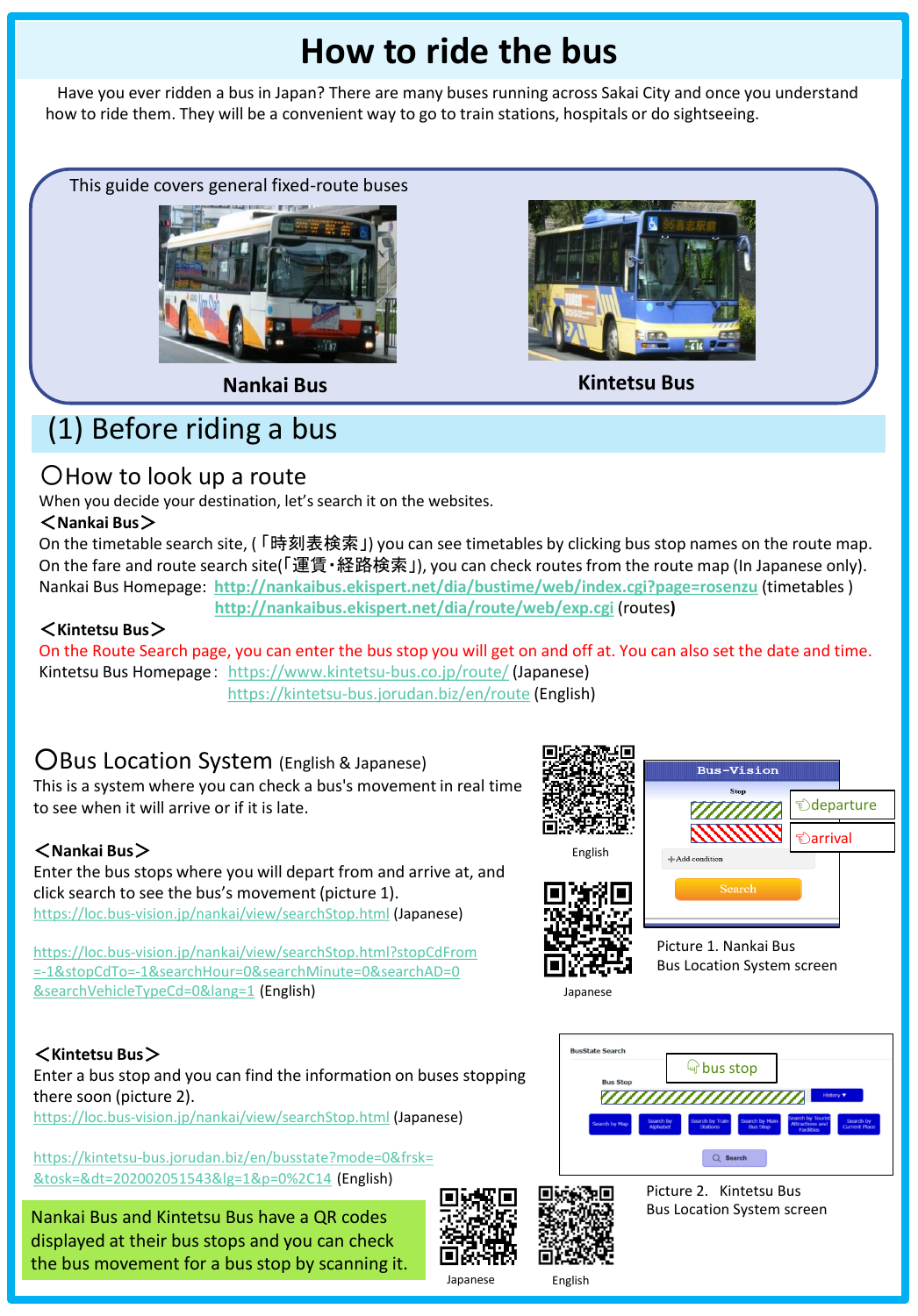# How to ride the bus

Have you ever ridden a bus in Japan? There are many buses running across Sakai City and once you understand how to ride them. They will be a convenient way to go to train stations, hospitals or do sightseeing.

This guide covers general fixed-route buses

Nankai Bus

Kintetsu Bus

## (1) Before riding a bus

### 〇How to look up a route

When you decide your destination, let's search it on the websites.

**＜Nankai Bus＞**

On the timetable search site, (「時刻表検索」) you can see timetables by clicking bus stop names on the route map.
On the fare and route search site(「運賃・経路検索」), you can check routes from the route map (In Japanese only).

Nankai Bus Homepage: **http://nankaibus.ekispert.net/dia/bustime/web/index.cgi?page=rosenzu** (timetables )
**http://nankaibus.ekispert.net/dia/route/web/exp.cgi** (routes**)**

**＜Kintetsu Bus＞**

On the Route Search page, you can enter the bus stop you will get on and off at. You can also set the date and time.

Kintetsu Bus Homepage：https://www.kintetsu-bus.co.jp/route/ (Japanese)
https://kintetsu-bus.jorudan.biz/en/route (English)

### 〇Bus Location System (English & Japanese)

This is a system where you can check a bus's movement in real time to see when it will arrive or if it is late.

**＜Nankai Bus＞**

Enter the bus stops where you will depart from and arrive at, and click search to see the bus's movement (picture 1).

https://loc.bus-vision.jp/nankai/view/searchStop.html (Japanese)

https://loc.bus-vision.jp/nankai/view/searchStop.html?stopCdFrom=-1&stopCdTo=-1&searchHour=0&searchMinute=0&searchAD=0&searchVehicleTypeCd=0&lang=1 (English)

English

Japanese

Bus-Vision
Stop
departure
arrival
Add condition
Search

Picture 1. Nankai Bus Bus Location System screen

**＜Kintetsu Bus＞**

Enter a bus stop and you can find the information on buses stopping there soon (picture 2).

https://loc.bus-vision.jp/nankai/view/searchStop.html (Japanese)

https://kintetsu-bus.jorudan.biz/en/busstate?mode=0&frsk=&tosk=&dt=202002051543&lg=1&p=0%2C14 (English)

BusState Search
Bus Stop
bus stop
History
Search by Map | Search by Alphabet | Search by Train Stations | Search by Main Bus Stop | Search by Tourist Attractions and Facilities | Search by Current Place
Search

Picture 2. Kintetsu Bus Bus Location System screen

Nankai Bus and Kintetsu Bus have a QR codes displayed at their bus stops and you can check the bus movement for a bus stop by scanning it.

Japanese

English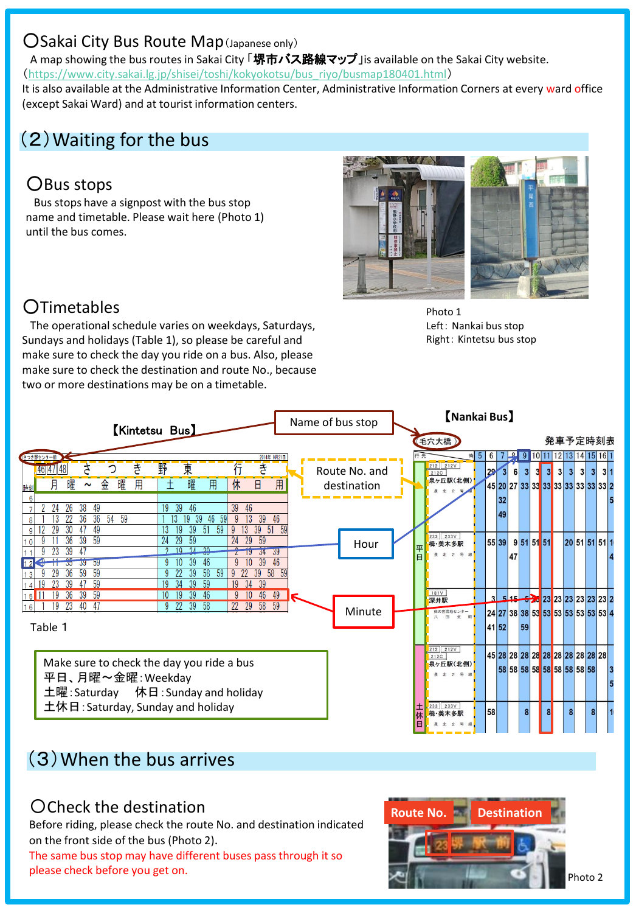## 〇Sakai City Bus Route Map（Japanese only）

A map showing the bus routes in Sakai City「**堺市バス路線マップ**」is available on the Sakai City website. （https://www.city.sakai.lg.jp/shisei/toshi/kokyokotsu/bus_riyo/busmap180401.html）

It is also available at the Administrative Information Center, Administrative Information Corners at every ward office (except Sakai Ward) and at tourist information centers.

# （2）Waiting for the bus

## 〇Bus stops

Bus stops have a signpost with the bus stop name and timetable. Please wait here (Photo 1) until the bus comes.

Photo 1
Left：Nankai bus stop
Right：Kintetsu bus stop

## 〇Timetables

The operational schedule varies on weekdays, Saturdays, Sundays and holidays (Table 1), so please be careful and make sure to check the day you ride on a bus. Also, please make sure to check the destination and route No., because two or more destinations may be on a timetable.

【Kintetsu Bus】

Name of bus stop

Route No. and destination

Hour

Minute

【Nankai Bus】

Table 1

Make sure to check the day you ride a bus
平日、月曜～金曜：Weekday
土曜：Saturday　　休日：Sunday and holiday
土休日：Saturday, Sunday and holiday

# （3）When the bus arrives

## 〇Check the destination

Before riding, please check the route No. and destination indicated on the front side of the bus (Photo 2).

The same bus stop may have different buses pass through it so please check before you get on.

Route No.　Destination

Photo 2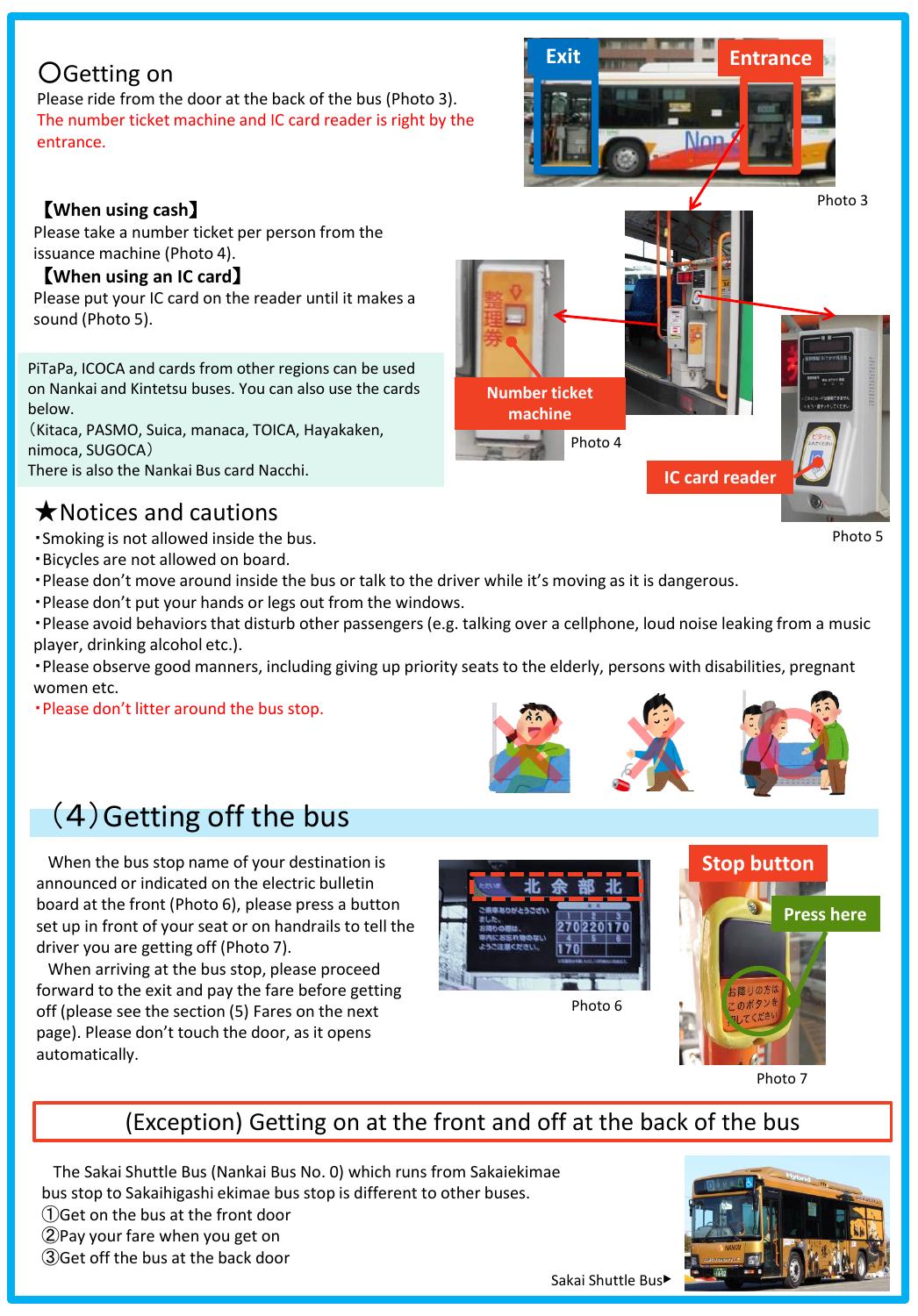## 〇Getting on

Please ride from the door at the back of the bus (Photo 3). The number ticket machine and IC card reader is right by the entrance.

Photo 3

**【When using cash】**
Please take a number ticket per person from the issuance machine (Photo 4).

**【When using an IC card】**
Please put your IC card on the reader until it makes a sound (Photo 5).

PiTaPa, ICOCA and cards from other regions can be used on Nankai and Kintetsu buses. You can also use the cards below.
（Kitaca, PASMO, Suica, manaca, TOICA, Hayakaken, nimoca, SUGOCA）
There is also the Nankai Bus card Nacchi.

Photo 4

Photo 5

## ★Notices and cautions

- ・Smoking is not allowed inside the bus.
- ・Bicycles are not allowed on board.
- ・Please don't move around inside the bus or talk to the driver while it's moving as it is dangerous.
- ・Please don't put your hands or legs out from the windows.
- ・Please avoid behaviors that disturb other passengers (e.g. talking over a cellphone, loud noise leaking from a music player, drinking alcohol etc.).
- ・Please observe good manners, including giving up priority seats to the elderly, persons with disabilities, pregnant women etc.
- ・Please don't litter around the bus stop.

## （4）Getting off the bus

When the bus stop name of your destination is announced or indicated on the electric bulletin board at the front (Photo 6), please press a button set up in front of your seat or on handrails to tell the driver you are getting off (Photo 7).

When arriving at the bus stop, please proceed forward to the exit and pay the fare before getting off (please see the section (5) Fares on the next page). Please don't touch the door, as it opens automatically.

Photo 6

Photo 7

## (Exception) Getting on at the front and off at the back of the bus

The Sakai Shuttle Bus (Nankai Bus No. 0) which runs from Sakaiekimae bus stop to Sakaihigashi ekimae bus stop is different to other buses.

①Get on the bus at the front door
②Pay your fare when you get on
③Get off the bus at the back door

Sakai Shuttle Bus▶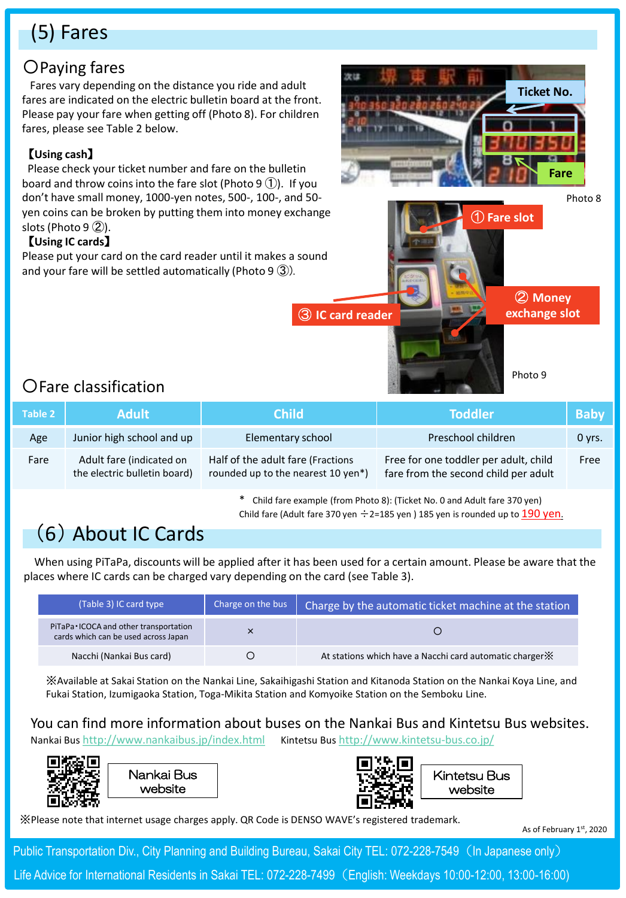## (5) Fares

### ○Paying fares

Fares vary depending on the distance you ride and adult fares are indicated on the electric bulletin board at the front. Please pay your fare when getting off (Photo 8). For children fares, please see Table 2 below.

**【Using cash】**
Please check your ticket number and fare on the bulletin board and throw coins into the fare slot (Photo 9 ①). If you don't have small money, 1000-yen notes, 500-, 100-, and 50-yen coins can be broken by putting them into money exchange slots (Photo 9 ②).

**【Using IC cards】**
Please put your card on the card reader until it makes a sound and your fare will be settled automatically (Photo 9 ③).

Ticket No.

Fare

Photo 8

① Fare slot

② Money exchange slot

③ IC card reader

Photo 9

### ○Fare classification

| Table 2 | Adult | Child | Toddler | Baby |
|---|---|---|---|---|
| Age | Junior high school and up | Elementary school | Preschool children | 0 yrs. |
| Fare | Adult fare (indicated on the electric bulletin board) | Half of the adult fare (Fractions rounded up to the nearest 10 yen*) | Free for one toddler per adult, child fare from the second child per adult | Free |

\* Child fare example (from Photo 8): (Ticket No. 0 and Adult fare 370 yen)
Child fare (Adult fare 370 yen ÷2=185 yen ) 185 yen is rounded up to 190 yen.

## （6）About IC Cards

When using PiTaPa, discounts will be applied after it has been used for a certain amount. Please be aware that the places where IC cards can be charged vary depending on the card (see Table 3).

| (Table 3) IC card type | Charge on the bus | Charge by the automatic ticket machine at the station |
|---|---|---|
| PiTaPa・ICOCA and other transportation cards which can be used across Japan | × | ○ |
| Nacchi (Nankai Bus card) | ○ | At stations which have a Nacchi card automatic charger※ |

※Available at Sakai Station on the Nankai Line, Sakaihigashi Station and Kitanoda Station on the Nankai Koya Line, and Fukai Station, Izumigaoka Station, Toga-Mikita Station and Komyoike Station on the Semboku Line.

You can find more information about buses on the Nankai Bus and Kintetsu Bus websites.

Nankai Bus http://www.nankaibus.jp/index.html Kintetsu Bus http://www.kintetsu-bus.co.jp/

Nankai Bus website

Kintetsu Bus website

※Please note that internet usage charges apply. QR Code is DENSO WAVE's registered trademark.

As of February 1st, 2020

Public Transportation Div., City Planning and Building Bureau, Sakai City TEL: 072-228-7549（In Japanese only）

Life Advice for International Residents in Sakai TEL: 072-228-7499（English: Weekdays 10:00-12:00, 13:00-16:00)